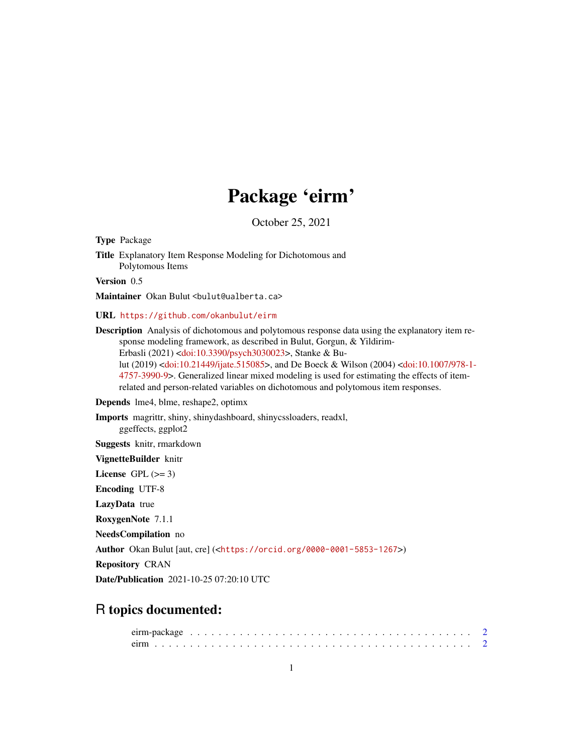# Package 'eirm'

October 25, 2021

**Type** Package

**Title** Explanatory Item Response Modeling for Dichotomous and Polytomous Items

**Version** 0.5

**Maintainer** Okan Bulut <bulut@ualberta.ca>

**URL** https://github.com/okanbulut/eirm

**Description** Analysis of dichotomous and polytomous response data using the explanatory item response modeling framework, as described in Bulut, Gorgun, & Yildirim-Erbasli (2021) <doi:10.3390/psych3030023>, Stanke & Bulut (2019) <doi:10.21449/ijate.515085>, and De Boeck & Wilson (2004) <doi:10.1007/978-1-4757-3990-9>. Generalized linear mixed modeling is used for estimating the effects of item-related and person-related variables on dichotomous and polytomous item responses.

**Depends** lme4, blme, reshape2, optimx

**Imports** magrittr, shiny, shinydashboard, shinycssloaders, readxl, ggeffects, ggplot2

**Suggests** knitr, rmarkdown

**VignetteBuilder** knitr

**License** GPL (>= 3)

**Encoding** UTF-8

**LazyData** true

**RoxygenNote** 7.1.1

**NeedsCompilation** no

**Author** Okan Bulut [aut, cre] (<https://orcid.org/0000-0001-5853-1267>)

**Repository** CRAN

**Date/Publication** 2021-10-25 07:20:10 UTC

## R topics documented:

eirm-package . . . . . . . . . . . . . . . . . . . . . . . . . . . . . . . . . . . . . . . . 2
eirm . . . . . . . . . . . . . . . . . . . . . . . . . . . . . . . . . . . . . . . . . . . . . 2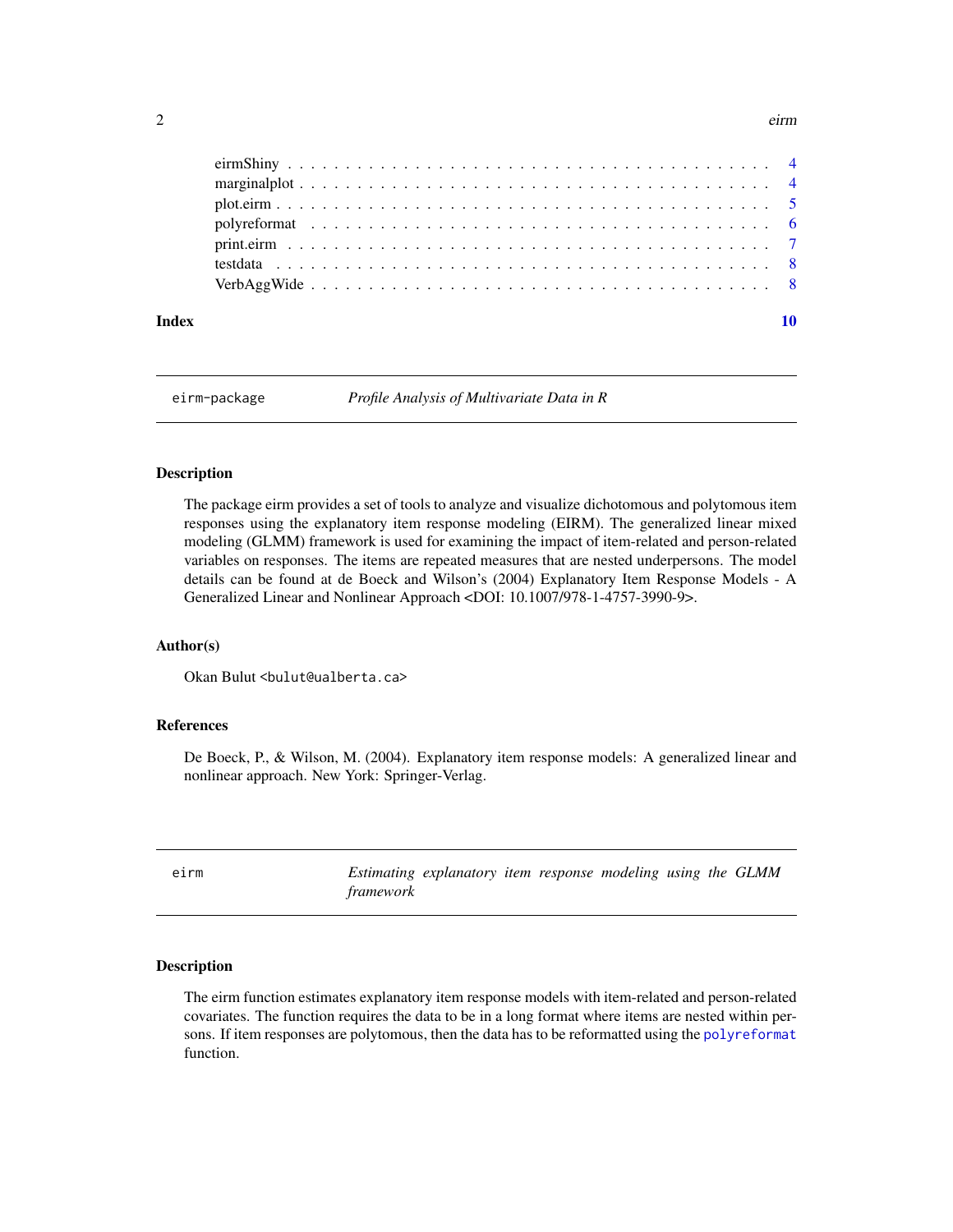eirmShiny . . . . . . . . . . . . . . . . . . . . . . . . . . . . . . . . . . . . . . . . . 4
marginalplot . . . . . . . . . . . . . . . . . . . . . . . . . . . . . . . . . . . . . . . . 4
plot.eirm . . . . . . . . . . . . . . . . . . . . . . . . . . . . . . . . . . . . . . . . . . 5
polyreformat . . . . . . . . . . . . . . . . . . . . . . . . . . . . . . . . . . . . . . . . 6
print.eirm . . . . . . . . . . . . . . . . . . . . . . . . . . . . . . . . . . . . . . . . . 7
testdata . . . . . . . . . . . . . . . . . . . . . . . . . . . . . . . . . . . . . . . . . . 8
VerbAggWide . . . . . . . . . . . . . . . . . . . . . . . . . . . . . . . . . . . . . . . . 8

**Index** **10**

---

## eirm-package — *Profile Analysis of Multivariate Data in R*

### Description

The package eirm provides a set of tools to analyze and visualize dichotomous and polytomous item responses using the explanatory item response modeling (EIRM). The generalized linear mixed modeling (GLMM) framework is used for examining the impact of item-related and person-related variables on responses. The items are repeated measures that are nested underpersons. The model details can be found at de Boeck and Wilson's (2004) Explanatory Item Response Models - A Generalized Linear and Nonlinear Approach <DOI: 10.1007/978-1-4757-3990-9>.

### Author(s)

Okan Bulut <bulut@ualberta.ca>

### References

De Boeck, P., & Wilson, M. (2004). Explanatory item response models: A generalized linear and nonlinear approach. New York: Springer-Verlag.

---

## eirm — *Estimating explanatory item response modeling using the GLMM framework*

### Description

The eirm function estimates explanatory item response models with item-related and person-related covariates. The function requires the data to be in a long format where items are nested within persons. If item responses are polytomous, then the data has to be reformatted using the `polyreformat` function.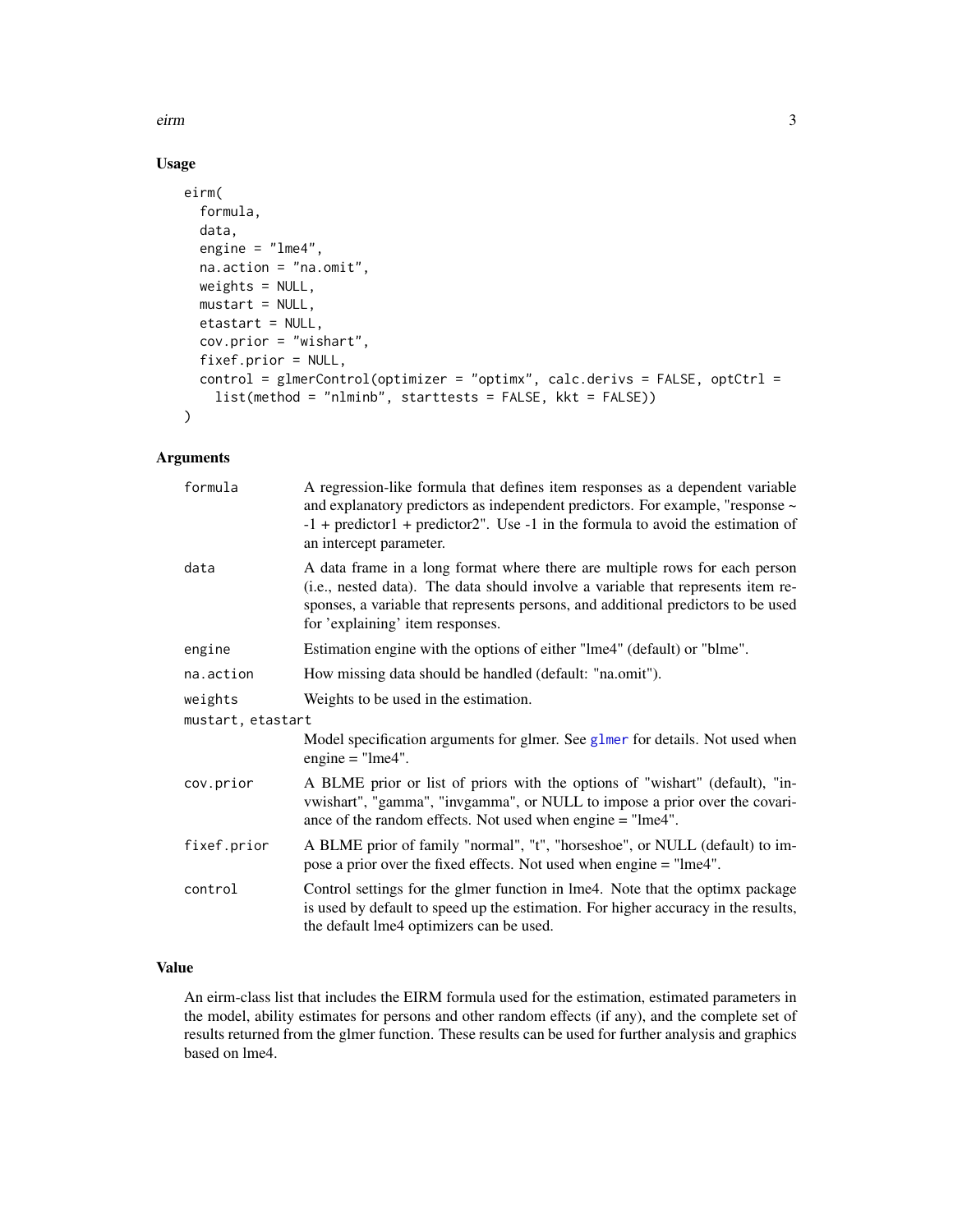## Usage

```
eirm(
  formula,
  data,
  engine = "lme4",
  na.action = "na.omit",
  weights = NULL,
  mustart = NULL,
  etastart = NULL,
  cov.prior = "wishart",
  fixef.prior = NULL,
  control = glmerControl(optimizer = "optimx", calc.derivs = FALSE, optCtrl =
    list(method = "nlminb", starttests = FALSE, kkt = FALSE))
)
```

## Arguments

| | |
|---|---|
| `formula` | A regression-like formula that defines item responses as a dependent variable and explanatory predictors as independent predictors. For example, "response ~ -1 + predictor1 + predictor2". Use -1 in the formula to avoid the estimation of an intercept parameter. |
| `data` | A data frame in a long format where there are multiple rows for each person (i.e., nested data). The data should involve a variable that represents item responses, a variable that represents persons, and additional predictors to be used for 'explaining' item responses. |
| `engine` | Estimation engine with the options of either "lme4" (default) or "blme". |
| `na.action` | How missing data should be handled (default: "na.omit"). |
| `weights` | Weights to be used in the estimation. |
| `mustart, etastart` | Model specification arguments for glmer. See `glmer` for details. Not used when engine = "lme4". |
| `cov.prior` | A BLME prior or list of priors with the options of "wishart" (default), "invwishart", "gamma", "invgamma", or NULL to impose a prior over the covariance of the random effects. Not used when engine = "lme4". |
| `fixef.prior` | A BLME prior of family "normal", "t", "horseshoe", or NULL (default) to impose a prior over the fixed effects. Not used when engine = "lme4". |
| `control` | Control settings for the glmer function in lme4. Note that the optimx package is used by default to speed up the estimation. For higher accuracy in the results, the default lme4 optimizers can be used. |

## Value

An eirm-class list that includes the EIRM formula used for the estimation, estimated parameters in the model, ability estimates for persons and other random effects (if any), and the complete set of results returned from the glmer function. These results can be used for further analysis and graphics based on lme4.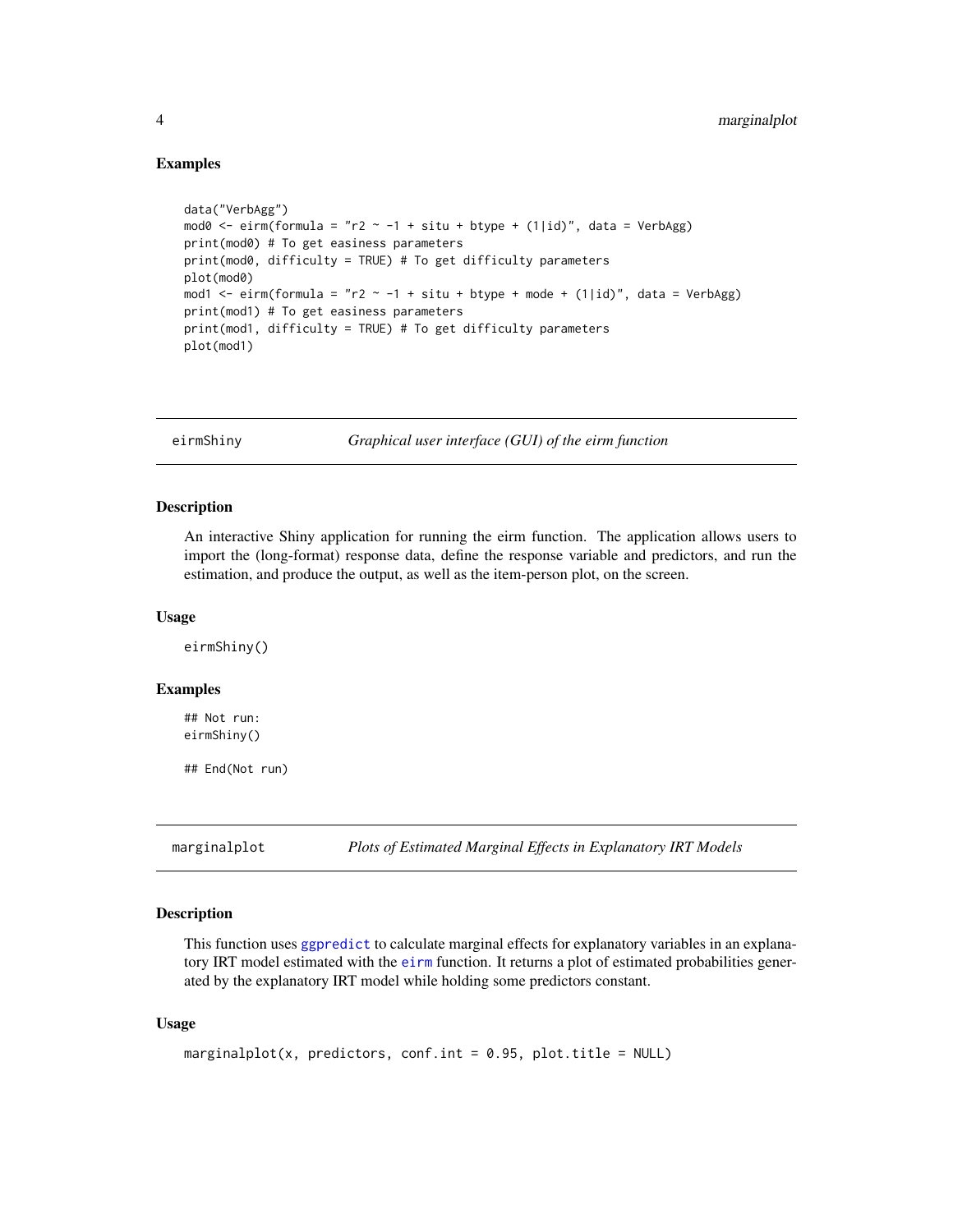### Examples

```
data("VerbAgg")
mod0 <- eirm(formula = "r2 ~ -1 + situ + btype + (1|id)", data = VerbAgg)
print(mod0) # To get easiness parameters
print(mod0, difficulty = TRUE) # To get difficulty parameters
plot(mod0)
mod1 <- eirm(formula = "r2 ~ -1 + situ + btype + mode + (1|id)", data = VerbAgg)
print(mod1) # To get easiness parameters
print(mod1, difficulty = TRUE) # To get difficulty parameters
plot(mod1)
```

---

## eirmShiny — *Graphical user interface (GUI) of the eirm function*

### Description

An interactive Shiny application for running the eirm function. The application allows users to import the (long-format) response data, define the response variable and predictors, and run the estimation, and produce the output, as well as the item-person plot, on the screen.

### Usage

```
eirmShiny()
```

### Examples

```
## Not run:
eirmShiny()

## End(Not run)
```

---

## marginalplot — *Plots of Estimated Marginal Effects in Explanatory IRT Models*

### Description

This function uses ggpredict to calculate marginal effects for explanatory variables in an explanatory IRT model estimated with the eirm function. It returns a plot of estimated probabilities generated by the explanatory IRT model while holding some predictors constant.

### Usage

```
marginalplot(x, predictors, conf.int = 0.95, plot.title = NULL)
```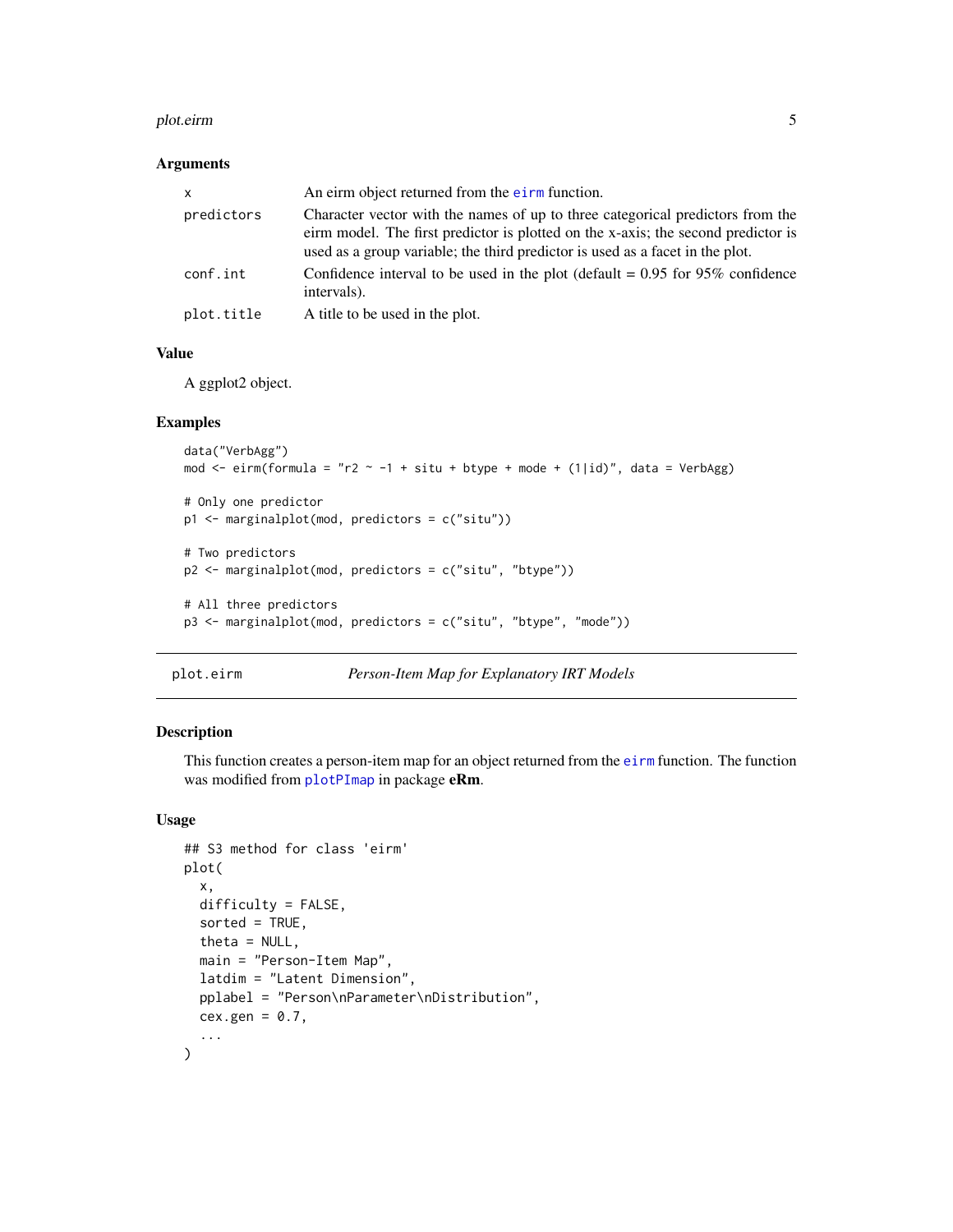### Arguments

| | |
|---|---|
| x | An eirm object returned from the eirm function. |
| predictors | Character vector with the names of up to three categorical predictors from the eirm model. The first predictor is plotted on the x-axis; the second predictor is used as a group variable; the third predictor is used as a facet in the plot. |
| conf.int | Confidence interval to be used in the plot (default = 0.95 for 95% confidence intervals). |
| plot.title | A title to be used in the plot. |

### Value

A ggplot2 object.

### Examples

```
data("VerbAgg")
mod <- eirm(formula = "r2 ~ -1 + situ + btype + mode + (1|id)", data = VerbAgg)

# Only one predictor
p1 <- marginalplot(mod, predictors = c("situ"))

# Two predictors
p2 <- marginalplot(mod, predictors = c("situ", "btype"))

# All three predictors
p3 <- marginalplot(mod, predictors = c("situ", "btype", "mode"))
```

---

## plot.eirm — *Person-Item Map for Explanatory IRT Models*

### Description

This function creates a person-item map for an object returned from the eirm function. The function was modified from plotPImap in package **eRm**.

### Usage

```
## S3 method for class 'eirm'
plot(
  x,
  difficulty = FALSE,
  sorted = TRUE,
  theta = NULL,
  main = "Person-Item Map",
  latdim = "Latent Dimension",
  pplabel = "Person\nParameter\nDistribution",
  cex.gen = 0.7,
  ...
)
```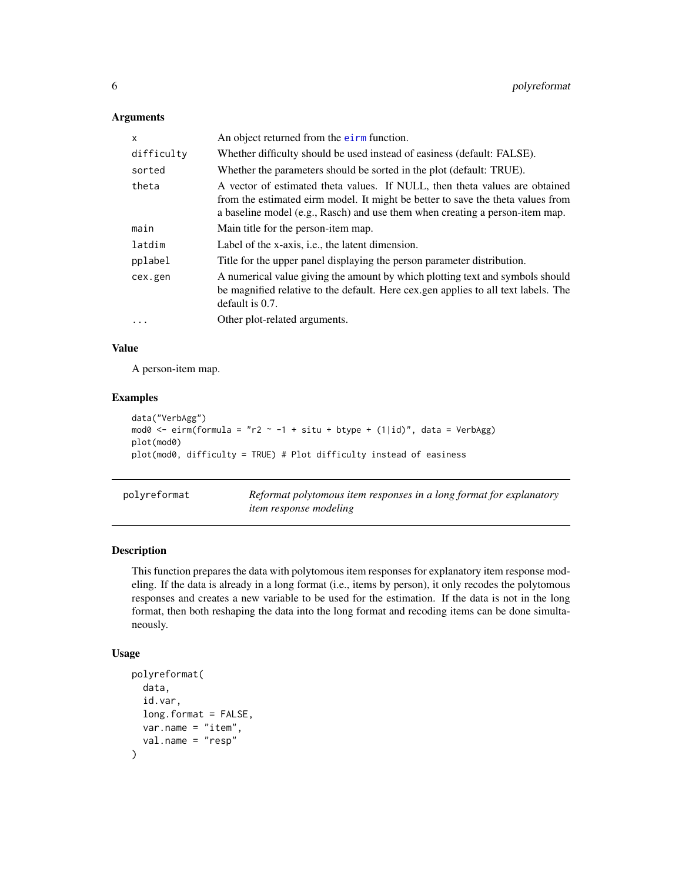### Arguments

| | |
|---|---|
| `x` | An object returned from the eirm function. |
| `difficulty` | Whether difficulty should be used instead of easiness (default: FALSE). |
| `sorted` | Whether the parameters should be sorted in the plot (default: TRUE). |
| `theta` | A vector of estimated theta values. If NULL, then theta values are obtained from the estimated eirm model. It might be better to save the theta values from a baseline model (e.g., Rasch) and use them when creating a person-item map. |
| `main` | Main title for the person-item map. |
| `latdim` | Label of the x-axis, i.e., the latent dimension. |
| `pplabel` | Title for the upper panel displaying the person parameter distribution. |
| `cex.gen` | A numerical value giving the amount by which plotting text and symbols should be magnified relative to the default. Here cex.gen applies to all text labels. The default is 0.7. |
| `...` | Other plot-related arguments. |

### Value

A person-item map.

### Examples

```
data("VerbAgg")
mod0 <- eirm(formula = "r2 ~ -1 + situ + btype + (1|id)", data = VerbAgg)
plot(mod0)
plot(mod0, difficulty = TRUE) # Plot difficulty instead of easiness
```

---

## polyreformat    *Reformat polytomous item responses in a long format for explanatory item response modeling*

---

### Description

This function prepares the data with polytomous item responses for explanatory item response modeling. If the data is already in a long format (i.e., items by person), it only recodes the polytomous responses and creates a new variable to be used for the estimation. If the data is not in the long format, then both reshaping the data into the long format and recoding items can be done simultaneously.

### Usage

```
polyreformat(
  data,
  id.var,
  long.format = FALSE,
  var.name = "item",
  val.name = "resp"
)
```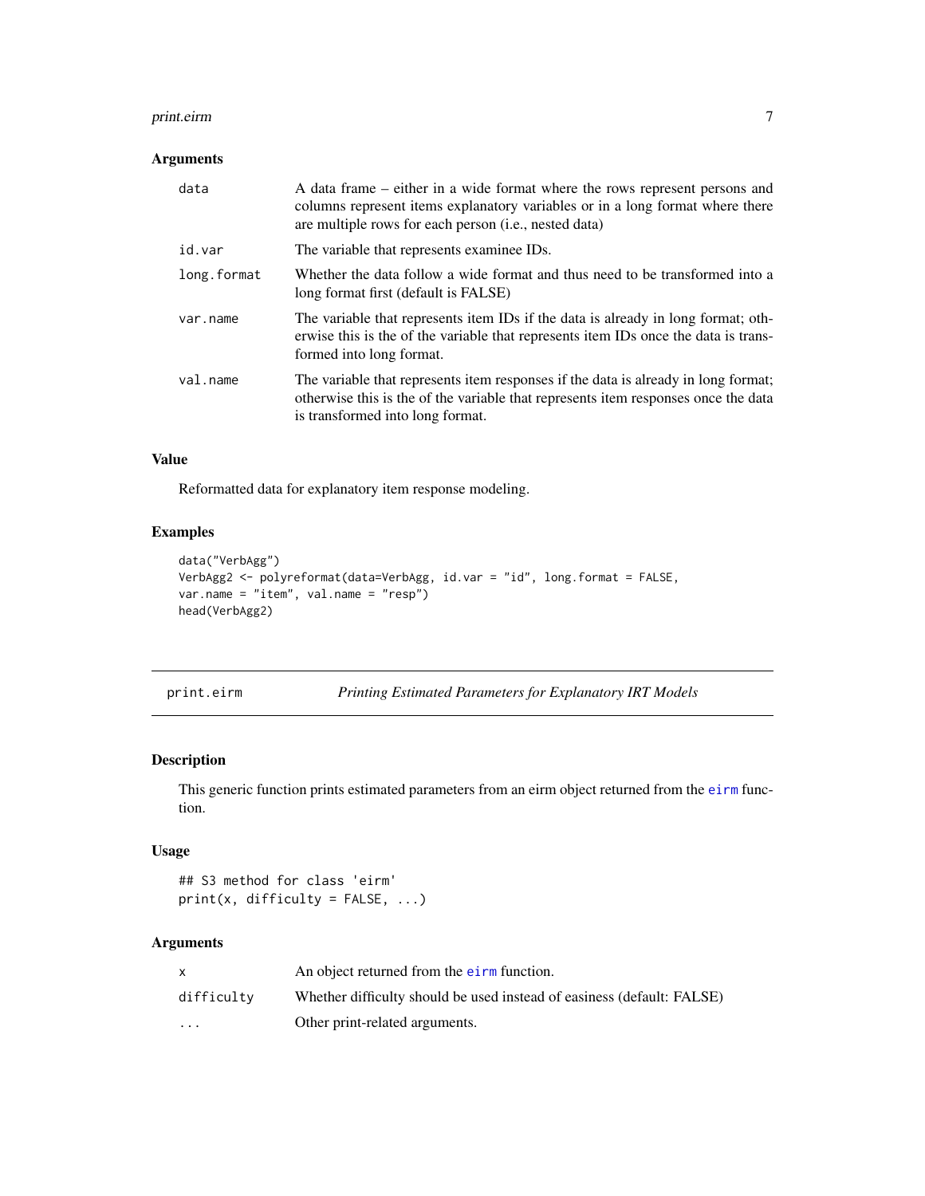### Arguments

| | |
|---|---|
| data | A data frame – either in a wide format where the rows represent persons and columns represent items explanatory variables or in a long format where there are multiple rows for each person (i.e., nested data) |
| id.var | The variable that represents examinee IDs. |
| long.format | Whether the data follow a wide format and thus need to be transformed into a long format first (default is FALSE) |
| var.name | The variable that represents item IDs if the data is already in long format; otherwise this is the of the variable that represents item IDs once the data is transformed into long format. |
| val.name | The variable that represents item responses if the data is already in long format; otherwise this is the of the variable that represents item responses once the data is transformed into long format. |

### Value

Reformatted data for explanatory item response modeling.

### Examples

```
data("VerbAgg")
VerbAgg2 <- polyreformat(data=VerbAgg, id.var = "id", long.format = FALSE,
var.name = "item", val.name = "resp")
head(VerbAgg2)
```

---

## print.eirm *Printing Estimated Parameters for Explanatory IRT Models*

### Description

This generic function prints estimated parameters from an eirm object returned from the eirm function.

### Usage

```
## S3 method for class 'eirm'
print(x, difficulty = FALSE, ...)
```

### Arguments

| | |
|---|---|
| x | An object returned from the eirm function. |
| difficulty | Whether difficulty should be used instead of easiness (default: FALSE) |
| ... | Other print-related arguments. |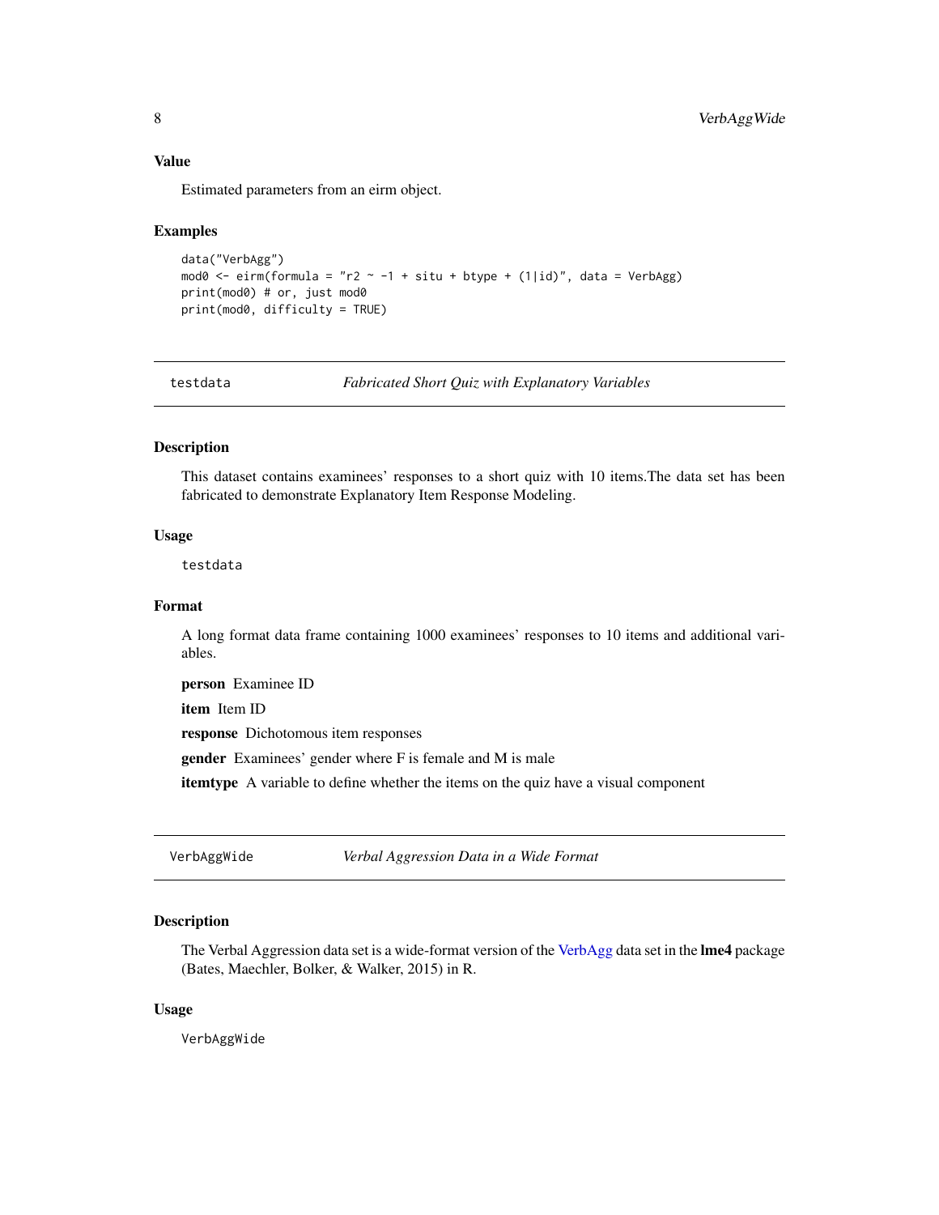### Value

Estimated parameters from an eirm object.

### Examples

```
data("VerbAgg")
mod0 <- eirm(formula = "r2 ~ -1 + situ + btype + (1|id)", data = VerbAgg)
print(mod0) # or, just mod0
print(mod0, difficulty = TRUE)
```

---

## testdata *Fabricated Short Quiz with Explanatory Variables*

### Description

This dataset contains examinees' responses to a short quiz with 10 items.The data set has been fabricated to demonstrate Explanatory Item Response Modeling.

### Usage

```
testdata
```

### Format

A long format data frame containing 1000 examinees' responses to 10 items and additional variables.

**person** Examinee ID

**item** Item ID

**response** Dichotomous item responses

**gender** Examinees' gender where F is female and M is male

**itemtype** A variable to define whether the items on the quiz have a visual component

---

## VerbAggWide *Verbal Aggression Data in a Wide Format*

### Description

The Verbal Aggression data set is a wide-format version of the VerbAgg data set in the **lme4** package (Bates, Maechler, Bolker, & Walker, 2015) in R.

### Usage

```
VerbAggWide
```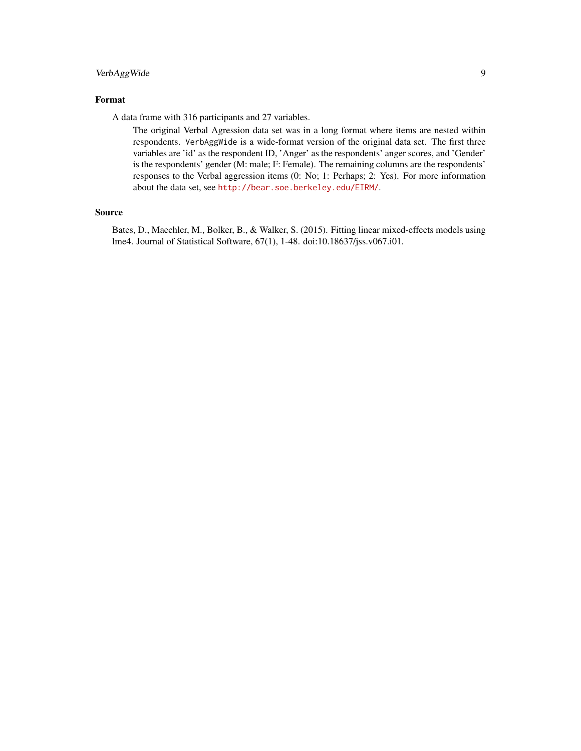### Format

A data frame with 316 participants and 27 variables.

The original Verbal Agression data set was in a long format where items are nested within respondents. `VerbAggWide` is a wide-format version of the original data set. The first three variables are 'id' as the respondent ID, 'Anger' as the respondents' anger scores, and 'Gender' is the respondents' gender (M: male; F: Female). The remaining columns are the respondents' responses to the Verbal aggression items (0: No; 1: Perhaps; 2: Yes). For more information about the data set, see http://bear.soe.berkeley.edu/EIRM/.

### Source

Bates, D., Maechler, M., Bolker, B., & Walker, S. (2015). Fitting linear mixed-effects models using lme4. Journal of Statistical Software, 67(1), 1-48. doi:10.18637/jss.v067.i01.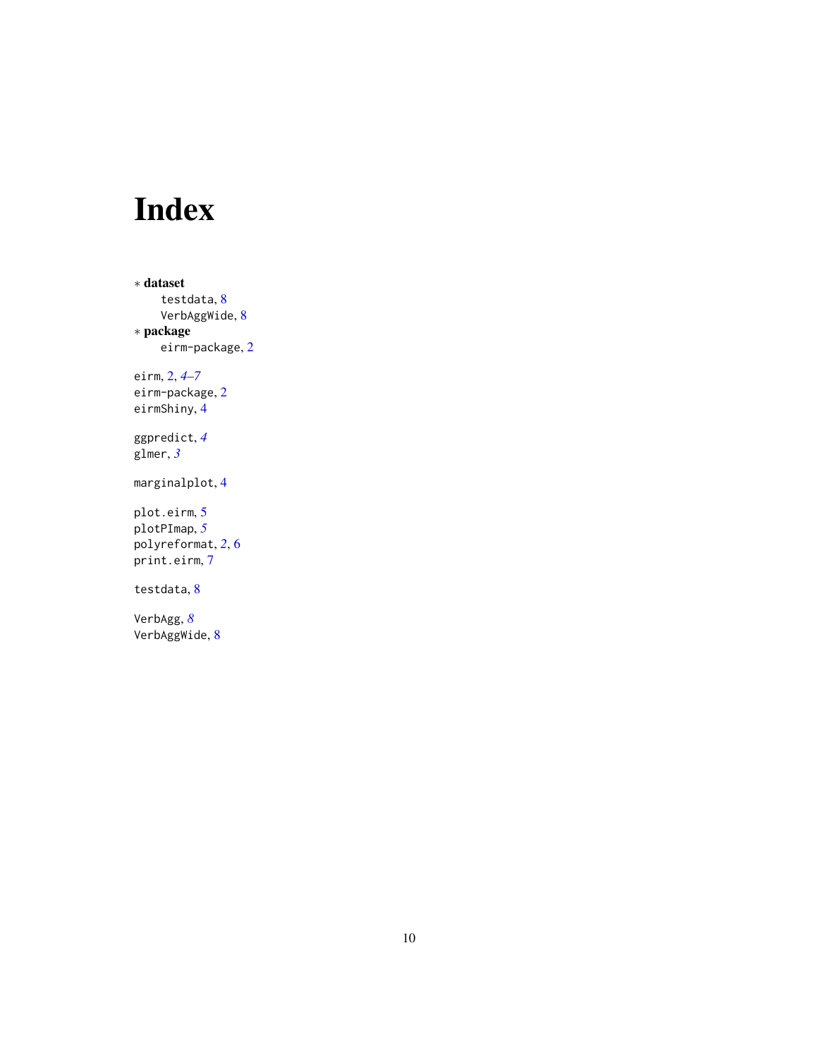# Index

∗ **dataset**
    testdata, 8
    VerbAggWide, 8

∗ **package**
    eirm-package, 2

eirm, 2, *4–7*
eirm-package, 2
eirmShiny, 4

ggpredict, *4*
glmer, *3*

marginalplot, 4

plot.eirm, 5
plotPImap, *5*
polyreformat, *2*, 6
print.eirm, 7

testdata, 8

VerbAgg, *8*
VerbAggWide, 8